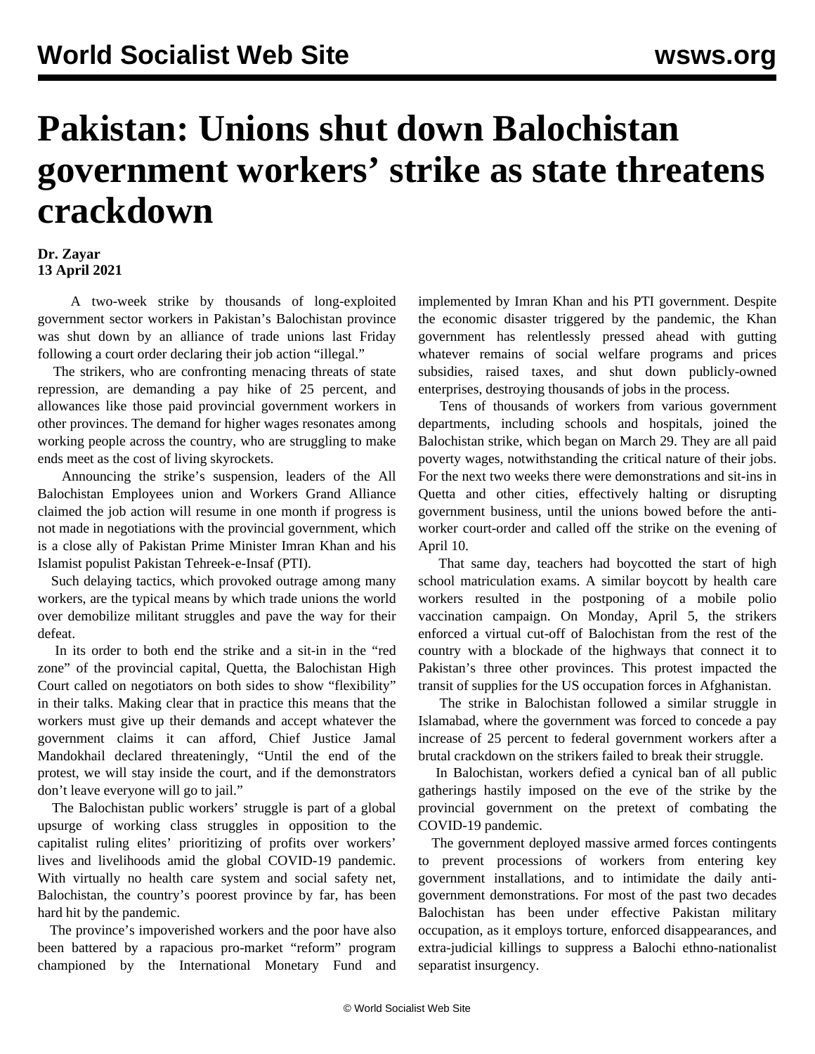# Pakistan: Unions shut down Balochistan government workers' strike as state threatens crackdown

**Dr. Zayar**
**13 April 2021**

A two-week strike by thousands of long-exploited government sector workers in Pakistan's Balochistan province was shut down by an alliance of trade unions last Friday following a court order declaring their job action "illegal."

The strikers, who are confronting menacing threats of state repression, are demanding a pay hike of 25 percent, and allowances like those paid provincial government workers in other provinces. The demand for higher wages resonates among working people across the country, who are struggling to make ends meet as the cost of living skyrockets.

Announcing the strike's suspension, leaders of the All Balochistan Employees union and Workers Grand Alliance claimed the job action will resume in one month if progress is not made in negotiations with the provincial government, which is a close ally of Pakistan Prime Minister Imran Khan and his Islamist populist Pakistan Tehreek-e-Insaf (PTI).

Such delaying tactics, which provoked outrage among many workers, are the typical means by which trade unions the world over demobilize militant struggles and pave the way for their defeat.

In its order to both end the strike and a sit-in in the "red zone" of the provincial capital, Quetta, the Balochistan High Court called on negotiators on both sides to show "flexibility" in their talks. Making clear that in practice this means that the workers must give up their demands and accept whatever the government claims it can afford, Chief Justice Jamal Mandokhail declared threateningly, "Until the end of the protest, we will stay inside the court, and if the demonstrators don't leave everyone will go to jail."

The Balochistan public workers' struggle is part of a global upsurge of working class struggles in opposition to the capitalist ruling elites' prioritizing of profits over workers' lives and livelihoods amid the global COVID-19 pandemic. With virtually no health care system and social safety net, Balochistan, the country's poorest province by far, has been hard hit by the pandemic.

The province's impoverished workers and the poor have also been battered by a rapacious pro-market "reform" program championed by the International Monetary Fund and implemented by Imran Khan and his PTI government. Despite the economic disaster triggered by the pandemic, the Khan government has relentlessly pressed ahead with gutting whatever remains of social welfare programs and prices subsidies, raised taxes, and shut down publicly-owned enterprises, destroying thousands of jobs in the process.

Tens of thousands of workers from various government departments, including schools and hospitals, joined the Balochistan strike, which began on March 29. They are all paid poverty wages, notwithstanding the critical nature of their jobs. For the next two weeks there were demonstrations and sit-ins in Quetta and other cities, effectively halting or disrupting government business, until the unions bowed before the anti-worker court-order and called off the strike on the evening of April 10.

That same day, teachers had boycotted the start of high school matriculation exams. A similar boycott by health care workers resulted in the postponing of a mobile polio vaccination campaign. On Monday, April 5, the strikers enforced a virtual cut-off of Balochistan from the rest of the country with a blockade of the highways that connect it to Pakistan's three other provinces. This protest impacted the transit of supplies for the US occupation forces in Afghanistan.

The strike in Balochistan followed a similar struggle in Islamabad, where the government was forced to concede a pay increase of 25 percent to federal government workers after a brutal crackdown on the strikers failed to break their struggle.

In Balochistan, workers defied a cynical ban of all public gatherings hastily imposed on the eve of the strike by the provincial government on the pretext of combating the COVID-19 pandemic.

The government deployed massive armed forces contingents to prevent processions of workers from entering key government installations, and to intimidate the daily anti-government demonstrations. For most of the past two decades Balochistan has been under effective Pakistan military occupation, as it employs torture, enforced disappearances, and extra-judicial killings to suppress a Balochi ethno-nationalist separatist insurgency.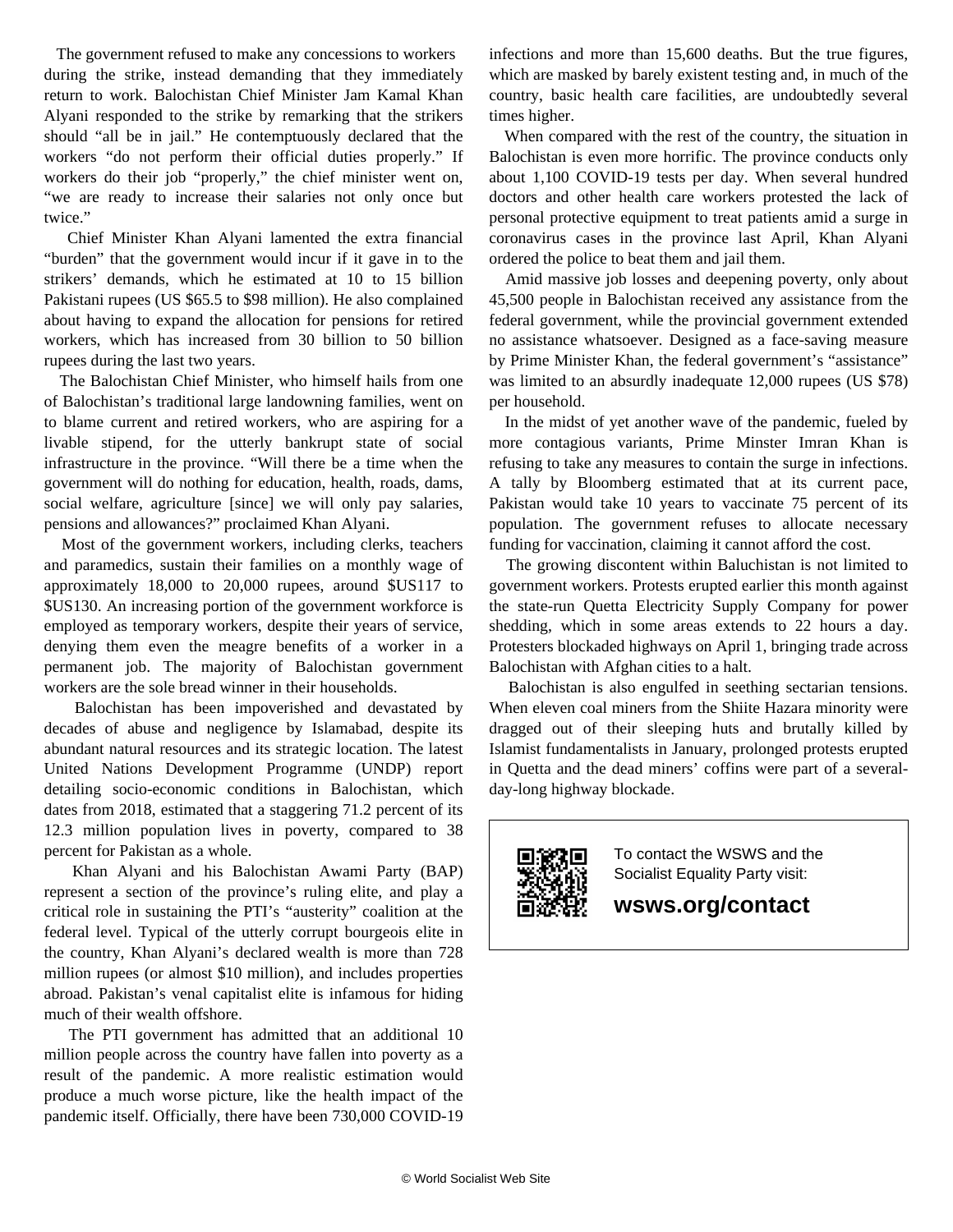The government refused to make any concessions to workers during the strike, instead demanding that they immediately return to work. Balochistan Chief Minister Jam Kamal Khan Alyani responded to the strike by remarking that the strikers should "all be in jail." He contemptuously declared that the workers "do not perform their official duties properly." If workers do their job "properly," the chief minister went on, "we are ready to increase their salaries not only once but twice."

Chief Minister Khan Alyani lamented the extra financial "burden" that the government would incur if it gave in to the strikers' demands, which he estimated at 10 to 15 billion Pakistani rupees (US $65.5 to $98 million). He also complained about having to expand the allocation for pensions for retired workers, which has increased from 30 billion to 50 billion rupees during the last two years.

The Balochistan Chief Minister, who himself hails from one of Balochistan's traditional large landowning families, went on to blame current and retired workers, who are aspiring for a livable stipend, for the utterly bankrupt state of social infrastructure in the province. "Will there be a time when the government will do nothing for education, health, roads, dams, social welfare, agriculture [since] we will only pay salaries, pensions and allowances?" proclaimed Khan Alyani.

Most of the government workers, including clerks, teachers and paramedics, sustain their families on a monthly wage of approximately 18,000 to 20,000 rupees, around $US117 to $US130. An increasing portion of the government workforce is employed as temporary workers, despite their years of service, denying them even the meagre benefits of a worker in a permanent job. The majority of Balochistan government workers are the sole bread winner in their households.

Balochistan has been impoverished and devastated by decades of abuse and negligence by Islamabad, despite its abundant natural resources and its strategic location. The latest United Nations Development Programme (UNDP) report detailing socio-economic conditions in Balochistan, which dates from 2018, estimated that a staggering 71.2 percent of its 12.3 million population lives in poverty, compared to 38 percent for Pakistan as a whole.

Khan Alyani and his Balochistan Awami Party (BAP) represent a section of the province's ruling elite, and play a critical role in sustaining the PTI's "austerity" coalition at the federal level. Typical of the utterly corrupt bourgeois elite in the country, Khan Alyani's declared wealth is more than 728 million rupees (or almost $10 million), and includes properties abroad. Pakistan's venal capitalist elite is infamous for hiding much of their wealth offshore.

The PTI government has admitted that an additional 10 million people across the country have fallen into poverty as a result of the pandemic. A more realistic estimation would produce a much worse picture, like the health impact of the pandemic itself. Officially, there have been 730,000 COVID-19 infections and more than 15,600 deaths. But the true figures, which are masked by barely existent testing and, in much of the country, basic health care facilities, are undoubtedly several times higher.

When compared with the rest of the country, the situation in Balochistan is even more horrific. The province conducts only about 1,100 COVID-19 tests per day. When several hundred doctors and other health care workers protested the lack of personal protective equipment to treat patients amid a surge in coronavirus cases in the province last April, Khan Alyani ordered the police to beat them and jail them.

Amid massive job losses and deepening poverty, only about 45,500 people in Balochistan received any assistance from the federal government, while the provincial government extended no assistance whatsoever. Designed as a face-saving measure by Prime Minister Khan, the federal government's "assistance" was limited to an absurdly inadequate 12,000 rupees (US $78) per household.

In the midst of yet another wave of the pandemic, fueled by more contagious variants, Prime Minster Imran Khan is refusing to take any measures to contain the surge in infections. A tally by Bloomberg estimated that at its current pace, Pakistan would take 10 years to vaccinate 75 percent of its population. The government refuses to allocate necessary funding for vaccination, claiming it cannot afford the cost.

The growing discontent within Baluchistan is not limited to government workers. Protests erupted earlier this month against the state-run Quetta Electricity Supply Company for power shedding, which in some areas extends to 22 hours a day. Protesters blockaded highways on April 1, bringing trade across Balochistan with Afghan cities to a halt.

Balochistan is also engulfed in seething sectarian tensions. When eleven coal miners from the Shiite Hazara minority were dragged out of their sleeping huts and brutally killed by Islamist fundamentalists in January, prolonged protests erupted in Quetta and the dead miners' coffins were part of a several-day-long highway blockade.

To contact the WSWS and the Socialist Equality Party visit:

**wsws.org/contact**